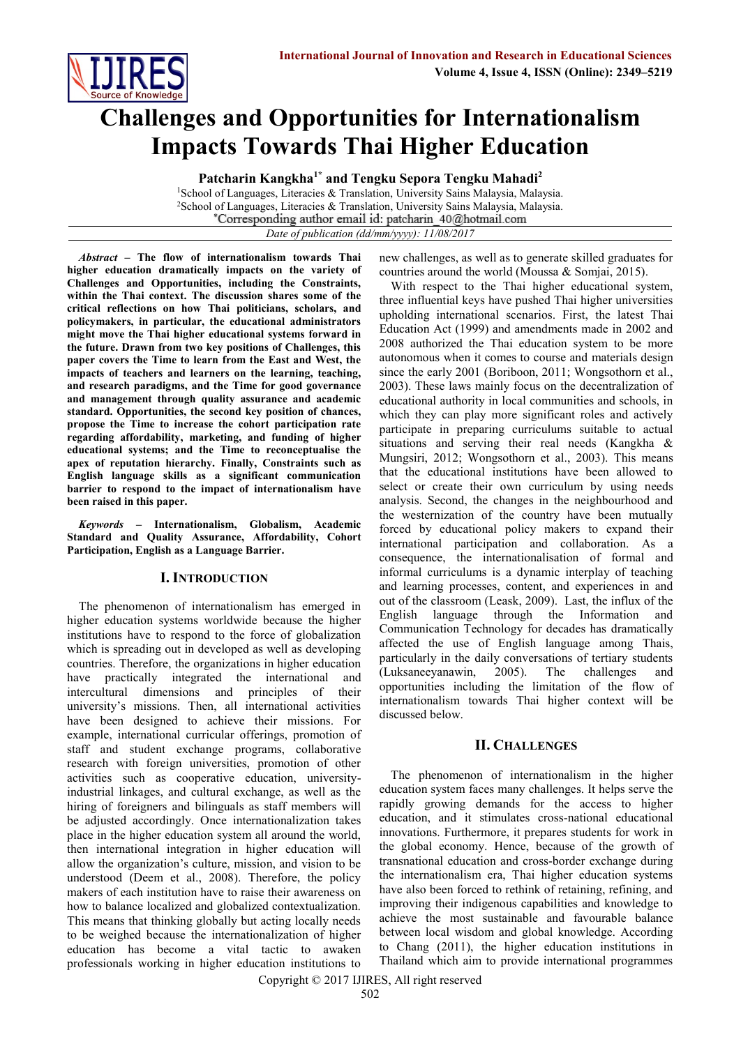# Challenges and Opportunities for Internationalism Impacts Towards Thai Higher Education

**Patcharin Kangkha[1*] and Tengku Sepora Tengku Mahadi[2]**

[1]School of Languages, Literacies & Translation, University Sains Malaysia, Malaysia.
[2]School of Languages, Literacies & Translation, University Sains Malaysia, Malaysia.
*Corresponding author email id: patcharin_40@hotmail.com

*Date of publication (dd/mm/yyyy): 11/08/2017*

***Abstract* – The flow of internationalism towards Thai higher education dramatically impacts on the variety of Challenges and Opportunities, including the Constraints, within the Thai context. The discussion shares some of the critical reflections on how Thai politicians, scholars, and policymakers, in particular, the educational administrators might move the Thai higher educational systems forward in the future. Drawn from two key positions of Challenges, this paper covers the Time to learn from the East and West, the impacts of teachers and learners on the learning, teaching, and research paradigms, and the Time for good governance and management through quality assurance and academic standard. Opportunities, the second key position of chances, propose the Time to increase the cohort participation rate regarding affordability, marketing, and funding of higher educational systems; and the Time to reconceptualise the apex of reputation hierarchy. Finally, Constraints such as English language skills as a significant communication barrier to respond to the impact of internationalism have been raised in this paper.**

***Keywords* – Internationalism, Globalism, Academic Standard and Quality Assurance, Affordability, Cohort Participation, English as a Language Barrier.**

## I. Introduction

The phenomenon of internationalism has emerged in higher education systems worldwide because the higher institutions have to respond to the force of globalization which is spreading out in developed as well as developing countries. Therefore, the organizations in higher education have practically integrated the international and intercultural dimensions and principles of their university's missions. Then, all international activities have been designed to achieve their missions. For example, international curricular offerings, promotion of staff and student exchange programs, collaborative research with foreign universities, promotion of other activities such as cooperative education, university-industrial linkages, and cultural exchange, as well as the hiring of foreigners and bilinguals as staff members will be adjusted accordingly. Once internationalization takes place in the higher education system all around the world, then international integration in higher education will allow the organization's culture, mission, and vision to be understood (Deem et al., 2008). Therefore, the policy makers of each institution have to raise their awareness on how to balance localized and globalized contextualization. This means that thinking globally but acting locally needs to be weighed because the internationalization of higher education has become a vital tactic to awaken professionals working in higher education institutions to new challenges, as well as to generate skilled graduates for countries around the world (Moussa & Somjai, 2015).

With respect to the Thai higher educational system, three influential keys have pushed Thai higher universities upholding international scenarios. First, the latest Thai Education Act (1999) and amendments made in 2002 and 2008 authorized the Thai education system to be more autonomous when it comes to course and materials design since the early 2001 (Boriboon, 2011; Wongsothorn et al., 2003). These laws mainly focus on the decentralization of educational authority in local communities and schools, in which they can play more significant roles and actively participate in preparing curriculums suitable to actual situations and serving their real needs (Kangkha & Mungsiri, 2012; Wongsothorn et al., 2003). This means that the educational institutions have been allowed to select or create their own curriculum by using needs analysis. Second, the changes in the neighbourhood and the westernization of the country have been mutually forced by educational policy makers to expand their international participation and collaboration. As a consequence, the internationalisation of formal and informal curriculums is a dynamic interplay of teaching and learning processes, content, and experiences in and out of the classroom (Leask, 2009). Last, the influx of the English language through the Information and Communication Technology for decades has dramatically affected the use of English language among Thais, particularly in the daily conversations of tertiary students (Luksaneeyanawin, 2005). The challenges and opportunities including the limitation of the flow of internationalism towards Thai higher context will be discussed below.

## II. Challenges

The phenomenon of internationalism in the higher education system faces many challenges. It helps serve the rapidly growing demands for the access to higher education, and it stimulates cross-national educational innovations. Furthermore, it prepares students for work in the global economy. Hence, because of the growth of transnational education and cross-border exchange during the internationalism era, Thai higher education systems have also been forced to rethink of retaining, refining, and improving their indigenous capabilities and knowledge to achieve the most sustainable and favourable balance between local wisdom and global knowledge. According to Chang (2011), the higher education institutions in Thailand which aim to provide international programmes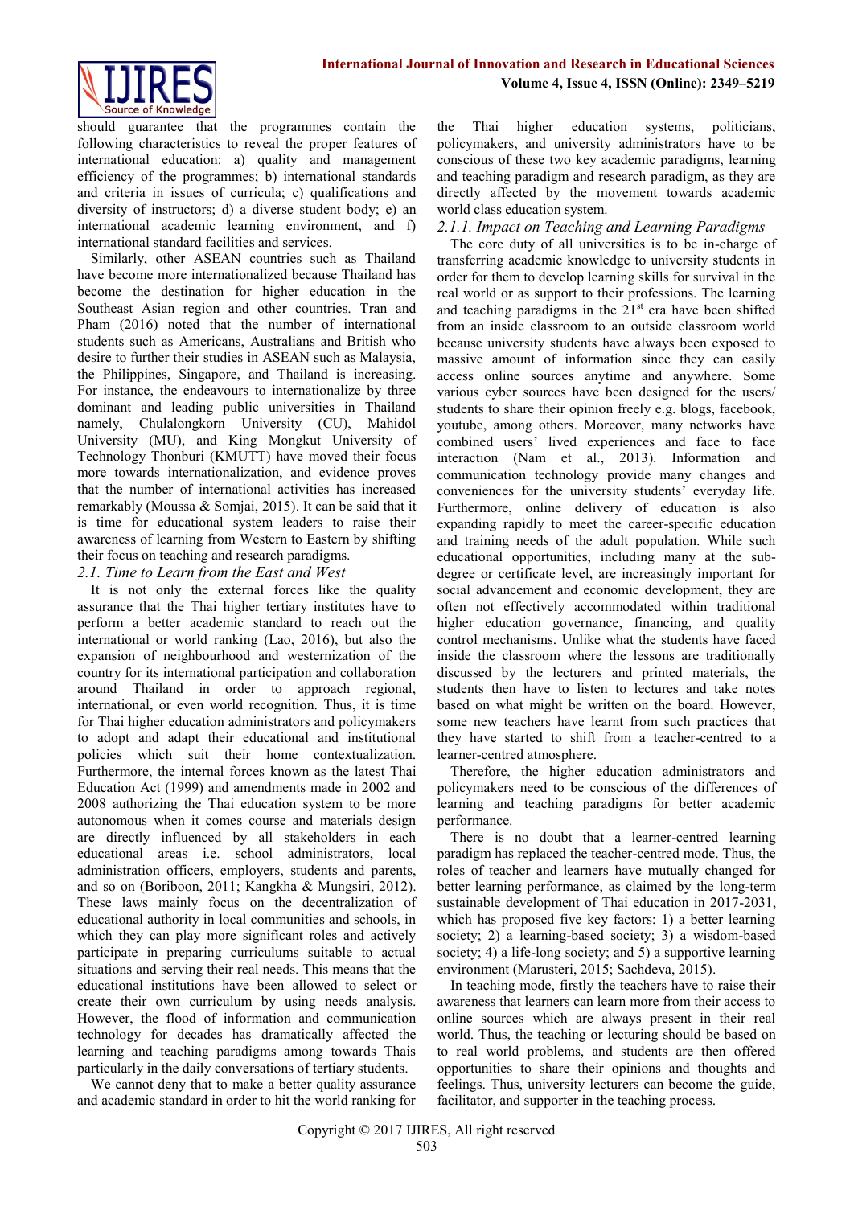should guarantee that the programmes contain the following characteristics to reveal the proper features of international education: a) quality and management efficiency of the programmes; b) international standards and criteria in issues of curricula; c) qualifications and diversity of instructors; d) a diverse student body; e) an international academic learning environment, and f) international standard facilities and services.

Similarly, other ASEAN countries such as Thailand have become more internationalized because Thailand has become the destination for higher education in the Southeast Asian region and other countries. Tran and Pham (2016) noted that the number of international students such as Americans, Australians and British who desire to further their studies in ASEAN such as Malaysia, the Philippines, Singapore, and Thailand is increasing. For instance, the endeavours to internationalize by three dominant and leading public universities in Thailand namely, Chulalongkorn University (CU), Mahidol University (MU), and King Mongkut University of Technology Thonburi (KMUTT) have moved their focus more towards internationalization, and evidence proves that the number of international activities has increased remarkably (Moussa & Somjai, 2015). It can be said that it is time for educational system leaders to raise their awareness of learning from Western to Eastern by shifting their focus on teaching and research paradigms.

### *2.1. Time to Learn from the East and West*

It is not only the external forces like the quality assurance that the Thai higher tertiary institutes have to perform a better academic standard to reach out the international or world ranking (Lao, 2016), but also the expansion of neighbourhood and westernization of the country for its international participation and collaboration around Thailand in order to approach regional, international, or even world recognition. Thus, it is time for Thai higher education administrators and policymakers to adopt and adapt their educational and institutional policies which suit their home contextualization. Furthermore, the internal forces known as the latest Thai Education Act (1999) and amendments made in 2002 and 2008 authorizing the Thai education system to be more autonomous when it comes course and materials design are directly influenced by all stakeholders in each educational areas i.e. school administrators, local administration officers, employers, students and parents, and so on (Boriboon, 2011; Kangkha & Mungsiri, 2012). These laws mainly focus on the decentralization of educational authority in local communities and schools, in which they can play more significant roles and actively participate in preparing curriculums suitable to actual situations and serving their real needs. This means that the educational institutions have been allowed to select or create their own curriculum by using needs analysis. However, the flood of information and communication technology for decades has dramatically affected the learning and teaching paradigms among towards Thais particularly in the daily conversations of tertiary students.

We cannot deny that to make a better quality assurance and academic standard in order to hit the world ranking for the Thai higher education systems, politicians, policymakers, and university administrators have to be conscious of these two key academic paradigms, learning and teaching paradigm and research paradigm, as they are directly affected by the movement towards academic world class education system.

#### *2.1.1. Impact on Teaching and Learning Paradigms*

The core duty of all universities is to be in-charge of transferring academic knowledge to university students in order for them to develop learning skills for survival in the real world or as support to their professions. The learning and teaching paradigms in the 21st era have been shifted from an inside classroom to an outside classroom world because university students have always been exposed to massive amount of information since they can easily access online sources anytime and anywhere. Some various cyber sources have been designed for the users/ students to share their opinion freely e.g. blogs, facebook, youtube, among others. Moreover, many networks have combined users' lived experiences and face to face interaction (Nam et al., 2013). Information and communication technology provide many changes and conveniences for the university students' everyday life. Furthermore, online delivery of education is also expanding rapidly to meet the career-specific education and training needs of the adult population. While such educational opportunities, including many at the sub-degree or certificate level, are increasingly important for social advancement and economic development, they are often not effectively accommodated within traditional higher education governance, financing, and quality control mechanisms. Unlike what the students have faced inside the classroom where the lessons are traditionally discussed by the lecturers and printed materials, the students then have to listen to lectures and take notes based on what might be written on the board. However, some new teachers have learnt from such practices that they have started to shift from a teacher-centred to a learner-centred atmosphere.

Therefore, the higher education administrators and policymakers need to be conscious of the differences of learning and teaching paradigms for better academic performance.

There is no doubt that a learner-centred learning paradigm has replaced the teacher-centred mode. Thus, the roles of teacher and learners have mutually changed for better learning performance, as claimed by the long-term sustainable development of Thai education in 2017-2031, which has proposed five key factors: 1) a better learning society; 2) a learning-based society; 3) a wisdom-based society; 4) a life-long society; and 5) a supportive learning environment (Marusteri, 2015; Sachdeva, 2015).

In teaching mode, firstly the teachers have to raise their awareness that learners can learn more from their access to online sources which are always present in their real world. Thus, the teaching or lecturing should be based on to real world problems, and students are then offered opportunities to share their opinions and thoughts and feelings. Thus, university lecturers can become the guide, facilitator, and supporter in the teaching process.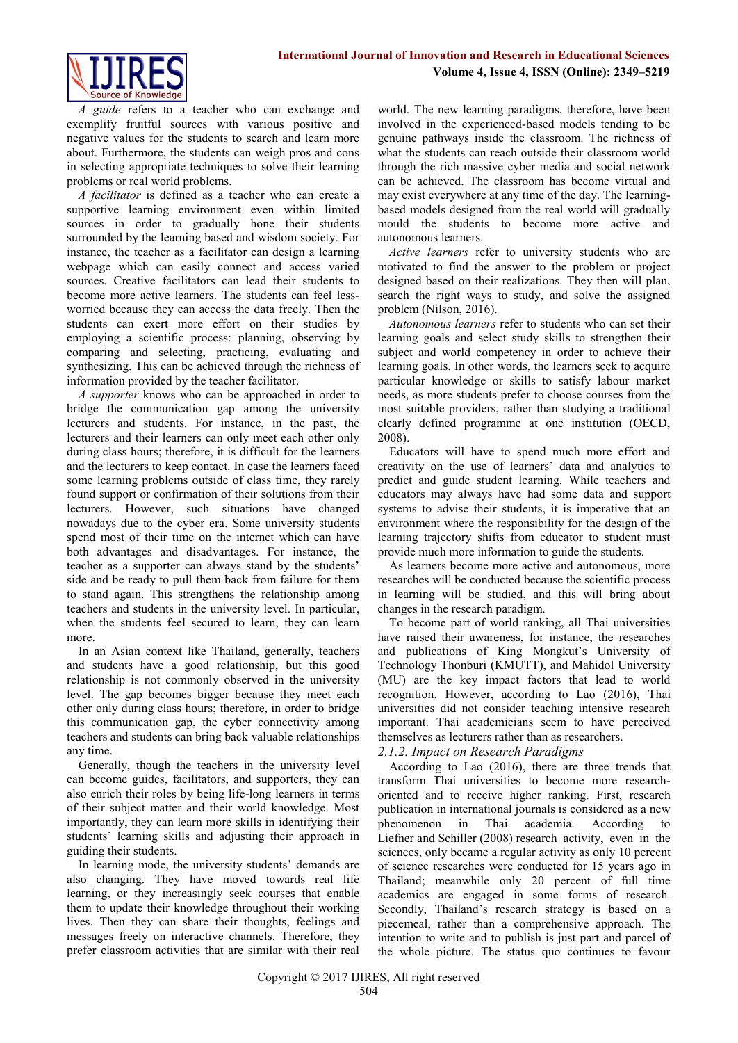*A guide* refers to a teacher who can exchange and exemplify fruitful sources with various positive and negative values for the students to search and learn more about. Furthermore, the students can weigh pros and cons in selecting appropriate techniques to solve their learning problems or real world problems.

*A facilitator* is defined as a teacher who can create a supportive learning environment even within limited sources in order to gradually hone their students surrounded by the learning based and wisdom society. For instance, the teacher as a facilitator can design a learning webpage which can easily connect and access varied sources. Creative facilitators can lead their students to become more active learners. The students can feel less-worried because they can access the data freely. Then the students can exert more effort on their studies by employing a scientific process: planning, observing by comparing and selecting, practicing, evaluating and synthesizing. This can be achieved through the richness of information provided by the teacher facilitator.

*A supporter* knows who can be approached in order to bridge the communication gap among the university lecturers and students. For instance, in the past, the lecturers and their learners can only meet each other only during class hours; therefore, it is difficult for the learners and the lecturers to keep contact. In case the learners faced some learning problems outside of class time, they rarely found support or confirmation of their solutions from their lecturers. However, such situations have changed nowadays due to the cyber era. Some university students spend most of their time on the internet which can have both advantages and disadvantages. For instance, the teacher as a supporter can always stand by the students' side and be ready to pull them back from failure for them to stand again. This strengthens the relationship among teachers and students in the university level. In particular, when the students feel secured to learn, they can learn more.

In an Asian context like Thailand, generally, teachers and students have a good relationship, but this good relationship is not commonly observed in the university level. The gap becomes bigger because they meet each other only during class hours; therefore, in order to bridge this communication gap, the cyber connectivity among teachers and students can bring back valuable relationships any time.

Generally, though the teachers in the university level can become guides, facilitators, and supporters, they can also enrich their roles by being life-long learners in terms of their subject matter and their world knowledge. Most importantly, they can learn more skills in identifying their students' learning skills and adjusting their approach in guiding their students.

In learning mode, the university students' demands are also changing. They have moved towards real life learning, or they increasingly seek courses that enable them to update their knowledge throughout their working lives. Then they can share their thoughts, feelings and messages freely on interactive channels. Therefore, they prefer classroom activities that are similar with their real world. The new learning paradigms, therefore, have been involved in the experienced-based models tending to be genuine pathways inside the classroom. The richness of what the students can reach outside their classroom world through the rich massive cyber media and social network can be achieved. The classroom has become virtual and may exist everywhere at any time of the day. The learning-based models designed from the real world will gradually mould the students to become more active and autonomous learners.

*Active learners* refer to university students who are motivated to find the answer to the problem or project designed based on their realizations. They then will plan, search the right ways to study, and solve the assigned problem (Nilson, 2016).

*Autonomous learners* refer to students who can set their learning goals and select study skills to strengthen their subject and world competency in order to achieve their learning goals. In other words, the learners seek to acquire particular knowledge or skills to satisfy labour market needs, as more students prefer to choose courses from the most suitable providers, rather than studying a traditional clearly defined programme at one institution (OECD, 2008).

Educators will have to spend much more effort and creativity on the use of learners' data and analytics to predict and guide student learning. While teachers and educators may always have had some data and support systems to advise their students, it is imperative that an environment where the responsibility for the design of the learning trajectory shifts from educator to student must provide much more information to guide the students.

As learners become more active and autonomous, more researches will be conducted because the scientific process in learning will be studied, and this will bring about changes in the research paradigm.

To become part of world ranking, all Thai universities have raised their awareness, for instance, the researches and publications of King Mongkut's University of Technology Thonburi (KMUTT), and Mahidol University (MU) are the key impact factors that lead to world recognition. However, according to Lao (2016), Thai universities did not consider teaching intensive research important. Thai academicians seem to have perceived themselves as lecturers rather than as researchers.

### *2.1.2. Impact on Research Paradigms*

According to Lao (2016), there are three trends that transform Thai universities to become more research-oriented and to receive higher ranking. First, research publication in international journals is considered as a new phenomenon in Thai academia. According to Liefner and Schiller (2008) research activity, even in the sciences, only became a regular activity as only 10 percent of science researches were conducted for 15 years ago in Thailand; meanwhile only 20 percent of full time academics are engaged in some forms of research. Secondly, Thailand's research strategy is based on a piecemeal, rather than a comprehensive approach. The intention to write and to publish is just part and parcel of the whole picture. The status quo continues to favour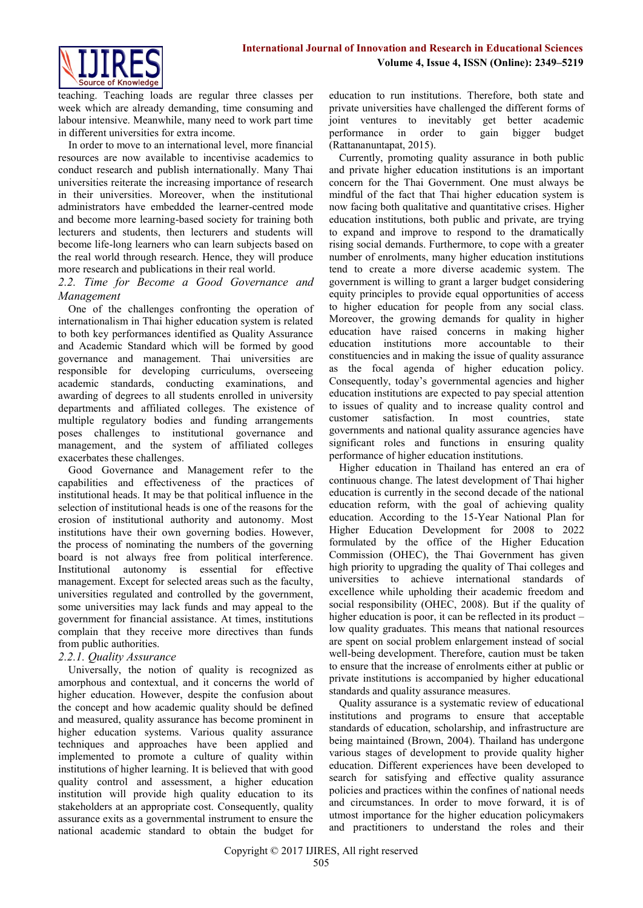teaching. Teaching loads are regular three classes per week which are already demanding, time consuming and labour intensive. Meanwhile, many need to work part time in different universities for extra income.

In order to move to an international level, more financial resources are now available to incentivise academics to conduct research and publish internationally. Many Thai universities reiterate the increasing importance of research in their universities. Moreover, when the institutional administrators have embedded the learner-centred mode and become more learning-based society for training both lecturers and students, then lecturers and students will become life-long learners who can learn subjects based on the real world through research. Hence, they will produce more research and publications in their real world.

### *2.2. Time for Become a Good Governance and Management*

One of the challenges confronting the operation of internationalism in Thai higher education system is related to both key performances identified as Quality Assurance and Academic Standard which will be formed by good governance and management. Thai universities are responsible for developing curriculums, overseeing academic standards, conducting examinations, and awarding of degrees to all students enrolled in university departments and affiliated colleges. The existence of multiple regulatory bodies and funding arrangements poses challenges to institutional governance and management, and the system of affiliated colleges exacerbates these challenges.

Good Governance and Management refer to the capabilities and effectiveness of the practices of institutional heads. It may be that political influence in the selection of institutional heads is one of the reasons for the erosion of institutional authority and autonomy. Most institutions have their own governing bodies. However, the process of nominating the numbers of the governing board is not always free from political interference. Institutional autonomy is essential for effective management. Except for selected areas such as the faculty, universities regulated and controlled by the government, some universities may lack funds and may appeal to the government for financial assistance. At times, institutions complain that they receive more directives than funds from public authorities.

#### *2.2.1. Quality Assurance*

Universally, the notion of quality is recognized as amorphous and contextual, and it concerns the world of higher education. However, despite the confusion about the concept and how academic quality should be defined and measured, quality assurance has become prominent in higher education systems. Various quality assurance techniques and approaches have been applied and implemented to promote a culture of quality within institutions of higher learning. It is believed that with good quality control and assessment, a higher education institution will provide high quality education to its stakeholders at an appropriate cost. Consequently, quality assurance exits as a governmental instrument to ensure the national academic standard to obtain the budget for education to run institutions. Therefore, both state and private universities have challenged the different forms of joint ventures to inevitably get better academic performance in order to gain bigger budget (Rattananuntapat, 2015).

Currently, promoting quality assurance in both public and private higher education institutions is an important concern for the Thai Government. One must always be mindful of the fact that Thai higher education system is now facing both qualitative and quantitative crises. Higher education institutions, both public and private, are trying to expand and improve to respond to the dramatically rising social demands. Furthermore, to cope with a greater number of enrolments, many higher education institutions tend to create a more diverse academic system. The government is willing to grant a larger budget considering equity principles to provide equal opportunities of access to higher education for people from any social class. Moreover, the growing demands for quality in higher education have raised concerns in making higher education institutions more accountable to their constituencies and in making the issue of quality assurance as the focal agenda of higher education policy. Consequently, today's governmental agencies and higher education institutions are expected to pay special attention to issues of quality and to increase quality control and customer satisfaction. In most countries, state governments and national quality assurance agencies have significant roles and functions in ensuring quality performance of higher education institutions.

Higher education in Thailand has entered an era of continuous change. The latest development of Thai higher education is currently in the second decade of the national education reform, with the goal of achieving quality education. According to the 15-Year National Plan for Higher Education Development for 2008 to 2022 formulated by the office of the Higher Education Commission (OHEC), the Thai Government has given high priority to upgrading the quality of Thai colleges and universities to achieve international standards of excellence while upholding their academic freedom and social responsibility (OHEC, 2008). But if the quality of higher education is poor, it can be reflected in its product – low quality graduates. This means that national resources are spent on social problem enlargement instead of social well-being development. Therefore, caution must be taken to ensure that the increase of enrolments either at public or private institutions is accompanied by higher educational standards and quality assurance measures.

Quality assurance is a systematic review of educational institutions and programs to ensure that acceptable standards of education, scholarship, and infrastructure are being maintained (Brown, 2004). Thailand has undergone various stages of development to provide quality higher education. Different experiences have been developed to search for satisfying and effective quality assurance policies and practices within the confines of national needs and circumstances. In order to move forward, it is of utmost importance for the higher education policymakers and practitioners to understand the roles and their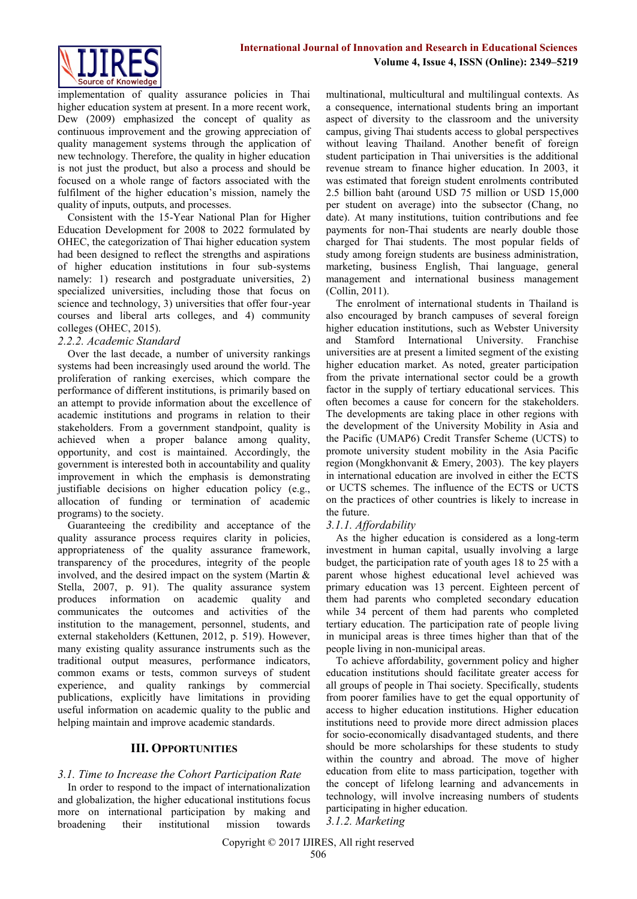implementation of quality assurance policies in Thai higher education system at present. In a more recent work, Dew (2009) emphasized the concept of quality as continuous improvement and the growing appreciation of quality management systems through the application of new technology. Therefore, the quality in higher education is not just the product, but also a process and should be focused on a whole range of factors associated with the fulfilment of the higher education's mission, namely the quality of inputs, outputs, and processes.

Consistent with the 15-Year National Plan for Higher Education Development for 2008 to 2022 formulated by OHEC, the categorization of Thai higher education system had been designed to reflect the strengths and aspirations of higher education institutions in four sub-systems namely: 1) research and postgraduate universities, 2) specialized universities, including those that focus on science and technology, 3) universities that offer four-year courses and liberal arts colleges, and 4) community colleges (OHEC, 2015).

### *2.2.2. Academic Standard*

Over the last decade, a number of university rankings systems had been increasingly used around the world. The proliferation of ranking exercises, which compare the performance of different institutions, is primarily based on an attempt to provide information about the excellence of academic institutions and programs in relation to their stakeholders. From a government standpoint, quality is achieved when a proper balance among quality, opportunity, and cost is maintained. Accordingly, the government is interested both in accountability and quality improvement in which the emphasis is demonstrating justifiable decisions on higher education policy (e.g., allocation of funding or termination of academic programs) to the society.

Guaranteeing the credibility and acceptance of the quality assurance process requires clarity in policies, appropriateness of the quality assurance framework, transparency of the procedures, integrity of the people involved, and the desired impact on the system (Martin & Stella, 2007, p. 91). The quality assurance system produces information on academic quality and communicates the outcomes and activities of the institution to the management, personnel, students, and external stakeholders (Kettunen, 2012, p. 519). However, many existing quality assurance instruments such as the traditional output measures, performance indicators, common exams or tests, common surveys of student experience, and quality rankings by commercial publications, explicitly have limitations in providing useful information on academic quality to the public and helping maintain and improve academic standards.

## III. Opportunities

### *3.1. Time to Increase the Cohort Participation Rate*

In order to respond to the impact of internationalization and globalization, the higher educational institutions focus more on international participation by making and broadening their institutional mission towards multinational, multicultural and multilingual contexts. As a consequence, international students bring an important aspect of diversity to the classroom and the university campus, giving Thai students access to global perspectives without leaving Thailand. Another benefit of foreign student participation in Thai universities is the additional revenue stream to finance higher education. In 2003, it was estimated that foreign student enrolments contributed 2.5 billion baht (around USD 75 million or USD 15,000 per student on average) into the subsector (Chang, no date). At many institutions, tuition contributions and fee payments for non-Thai students are nearly double those charged for Thai students. The most popular fields of study among foreign students are business administration, marketing, business English, Thai language, general management and international business management (Collin, 2011).

The enrolment of international students in Thailand is also encouraged by branch campuses of several foreign higher education institutions, such as Webster University and Stamford International University. Franchise universities are at present a limited segment of the existing higher education market. As noted, greater participation from the private international sector could be a growth factor in the supply of tertiary educational services. This often becomes a cause for concern for the stakeholders. The developments are taking place in other regions with the development of the University Mobility in Asia and the Pacific (UMAP6) Credit Transfer Scheme (UCTS) to promote university student mobility in the Asia Pacific region (Mongkhonvanit & Emery, 2003). The key players in international education are involved in either the ECTS or UCTS schemes. The influence of the ECTS or UCTS on the practices of other countries is likely to increase in the future.

### *3.1.1. Affordability*

As the higher education is considered as a long-term investment in human capital, usually involving a large budget, the participation rate of youth ages 18 to 25 with a parent whose highest educational level achieved was primary education was 13 percent. Eighteen percent of them had parents who completed secondary education while 34 percent of them had parents who completed tertiary education. The participation rate of people living in municipal areas is three times higher than that of the people living in non-municipal areas.

To achieve affordability, government policy and higher education institutions should facilitate greater access for all groups of people in Thai society. Specifically, students from poorer families have to get the equal opportunity of access to higher education institutions. Higher education institutions need to provide more direct admission places for socio-economically disadvantaged students, and there should be more scholarships for these students to study within the country and abroad. The move of higher education from elite to mass participation, together with the concept of lifelong learning and advancements in technology, will involve increasing numbers of students participating in higher education.

### *3.1.2. Marketing*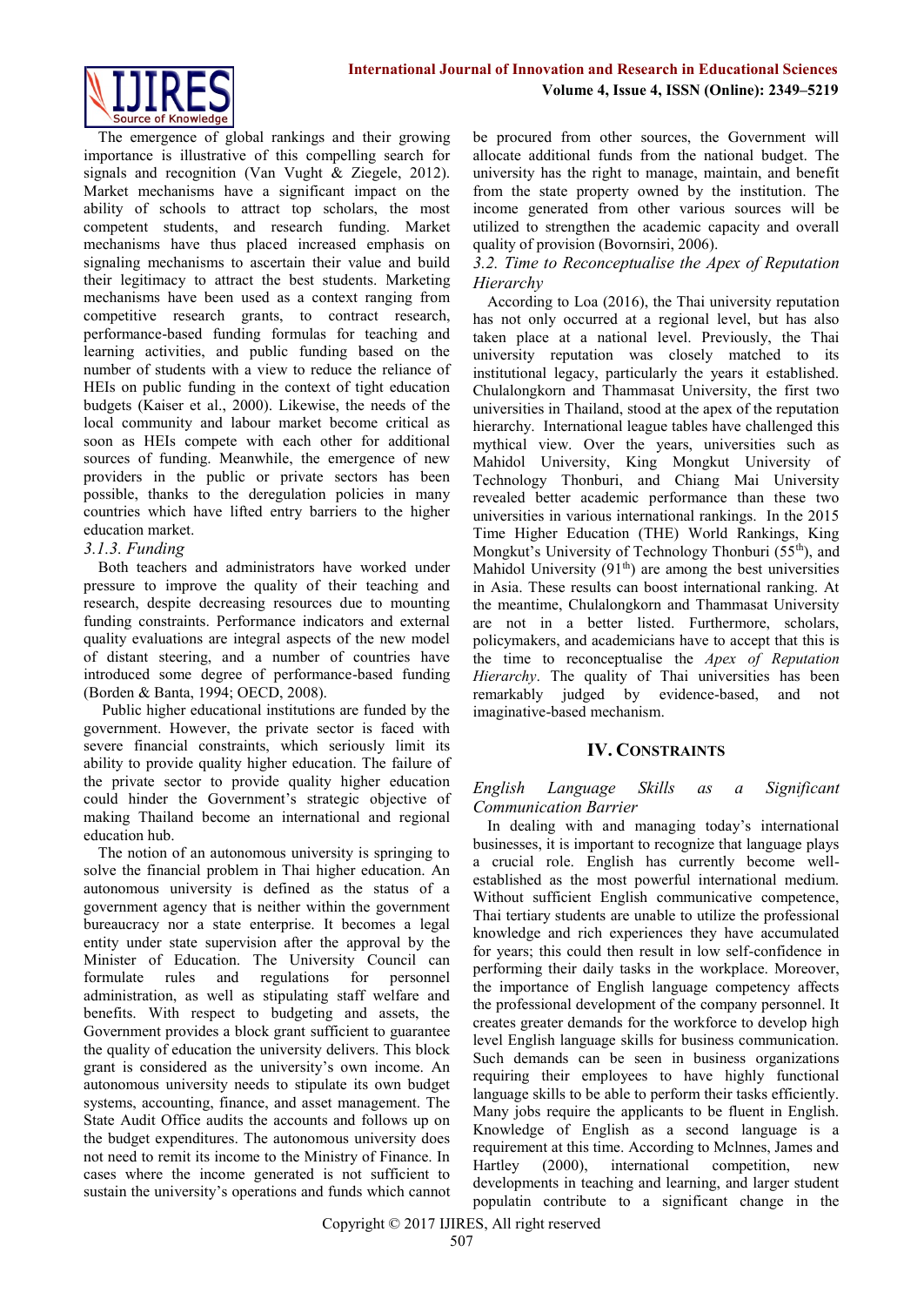The emergence of global rankings and their growing importance is illustrative of this compelling search for signals and recognition (Van Vught & Ziegele, 2012). Market mechanisms have a significant impact on the ability of schools to attract top scholars, the most competent students, and research funding. Market mechanisms have thus placed increased emphasis on signaling mechanisms to ascertain their value and build their legitimacy to attract the best students. Marketing mechanisms have been used as a context ranging from competitive research grants, to contract research, performance-based funding formulas for teaching and learning activities, and public funding based on the number of students with a view to reduce the reliance of HEIs on public funding in the context of tight education budgets (Kaiser et al., 2000). Likewise, the needs of the local community and labour market become critical as soon as HEIs compete with each other for additional sources of funding. Meanwhile, the emergence of new providers in the public or private sectors has been possible, thanks to the deregulation policies in many countries which have lifted entry barriers to the higher education market.

### *3.1.3. Funding*

Both teachers and administrators have worked under pressure to improve the quality of their teaching and research, despite decreasing resources due to mounting funding constraints. Performance indicators and external quality evaluations are integral aspects of the new model of distant steering, and a number of countries have introduced some degree of performance-based funding (Borden & Banta, 1994; OECD, 2008).

Public higher educational institutions are funded by the government. However, the private sector is faced with severe financial constraints, which seriously limit its ability to provide quality higher education. The failure of the private sector to provide quality higher education could hinder the Government's strategic objective of making Thailand become an international and regional education hub.

The notion of an autonomous university is springing to solve the financial problem in Thai higher education. An autonomous university is defined as the status of a government agency that is neither within the government bureaucracy nor a state enterprise. It becomes a legal entity under state supervision after the approval by the Minister of Education. The University Council can formulate rules and regulations for personnel administration, as well as stipulating staff welfare and benefits. With respect to budgeting and assets, the Government provides a block grant sufficient to guarantee the quality of education the university delivers. This block grant is considered as the university's own income. An autonomous university needs to stipulate its own budget systems, accounting, finance, and asset management. The State Audit Office audits the accounts and follows up on the budget expenditures. The autonomous university does not need to remit its income to the Ministry of Finance. In cases where the income generated is not sufficient to sustain the university's operations and funds which cannot be procured from other sources, the Government will allocate additional funds from the national budget. The university has the right to manage, maintain, and benefit from the state property owned by the institution. The income generated from other various sources will be utilized to strengthen the academic capacity and overall quality of provision (Bovornsiri, 2006).

### *3.2. Time to Reconceptualise the Apex of Reputation Hierarchy*

According to Loa (2016), the Thai university reputation has not only occurred at a regional level, but has also taken place at a national level. Previously, the Thai university reputation was closely matched to its institutional legacy, particularly the years it established. Chulalongkorn and Thammasat University, the first two universities in Thailand, stood at the apex of the reputation hierarchy. International league tables have challenged this mythical view. Over the years, universities such as Mahidol University, King Mongkut University of Technology Thonburi, and Chiang Mai University revealed better academic performance than these two universities in various international rankings. In the 2015 Time Higher Education (THE) World Rankings, King Mongkut's University of Technology Thonburi (55th), and Mahidol University (91th) are among the best universities in Asia. These results can boost international ranking. At the meantime, Chulalongkorn and Thammasat University are not in a better listed. Furthermore, scholars, policymakers, and academicians have to accept that this is the time to reconceptualise the *Apex of Reputation Hierarchy*. The quality of Thai universities has been remarkably judged by evidence-based, and not imaginative-based mechanism.

## IV. Constraints

### *English Language Skills as a Significant Communication Barrier*

In dealing with and managing today's international businesses, it is important to recognize that language plays a crucial role. English has currently become well-established as the most powerful international medium. Without sufficient English communicative competence, Thai tertiary students are unable to utilize the professional knowledge and rich experiences they have accumulated for years; this could then result in low self-confidence in performing their daily tasks in the workplace. Moreover, the importance of English language competency affects the professional development of the company personnel. It creates greater demands for the workforce to develop high level English language skills for business communication. Such demands can be seen in business organizations requiring their employees to have highly functional language skills to be able to perform their tasks efficiently. Many jobs require the applicants to be fluent in English. Knowledge of English as a second language is a requirement at this time. According to Mclnnes, James and Hartley (2000), international competition, new developments in teaching and learning, and larger student populatin contribute to a significant change in the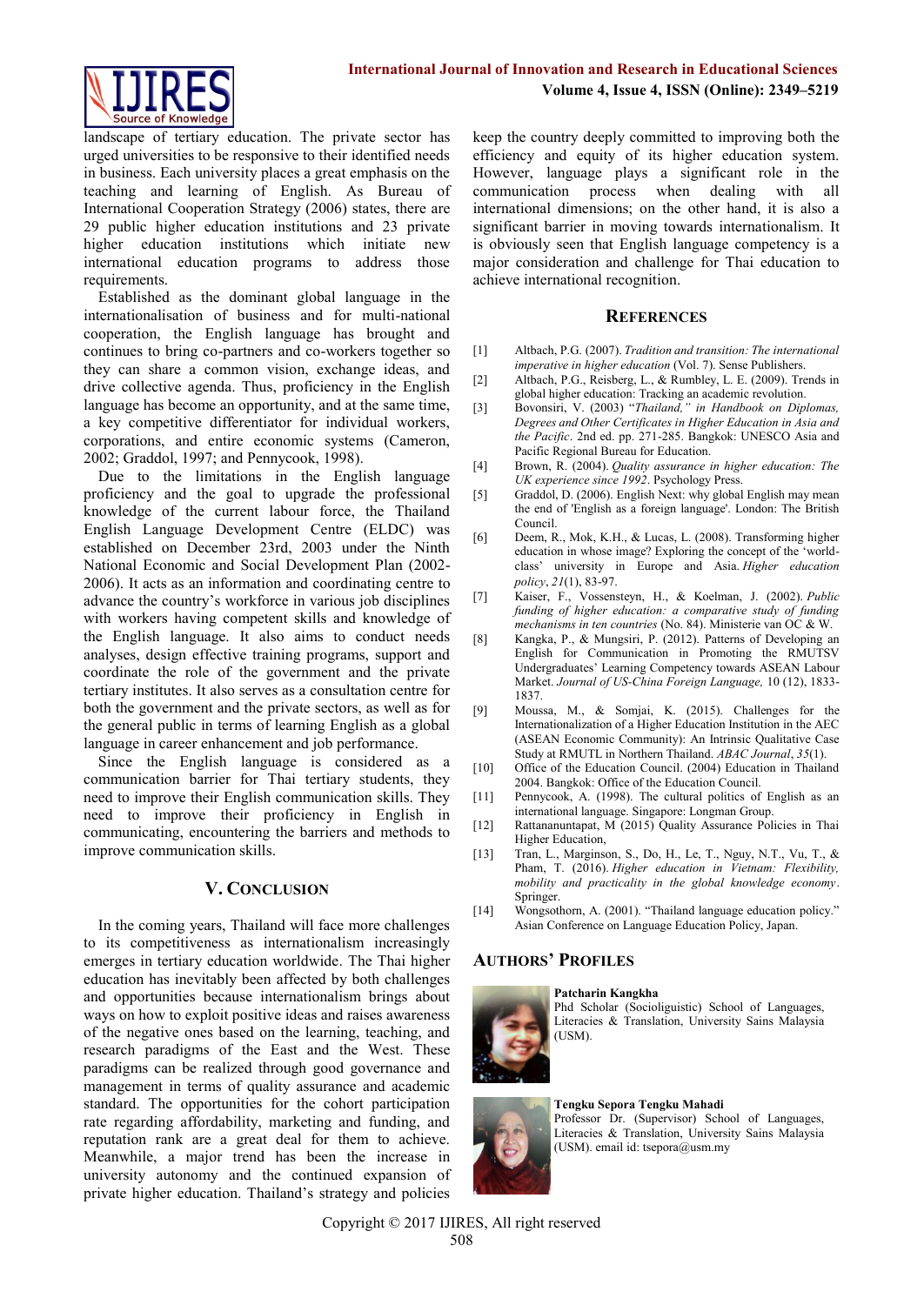landscape of tertiary education. The private sector has urged universities to be responsive to their identified needs in business. Each university places a great emphasis on the teaching and learning of English. As Bureau of International Cooperation Strategy (2006) states, there are 29 public higher education institutions and 23 private higher education institutions which initiate new international education programs to address those requirements.

Established as the dominant global language in the internationalisation of business and for multi-national cooperation, the English language has brought and continues to bring co-partners and co-workers together so they can share a common vision, exchange ideas, and drive collective agenda. Thus, proficiency in the English language has become an opportunity, and at the same time, a key competitive differentiator for individual workers, corporations, and entire economic systems (Cameron, 2002; Graddol, 1997; and Pennycook, 1998).

Due to the limitations in the English language proficiency and the goal to upgrade the professional knowledge of the current labour force, the Thailand English Language Development Centre (ELDC) was established on December 23rd, 2003 under the Ninth National Economic and Social Development Plan (2002-2006). It acts as an information and coordinating centre to advance the country's workforce in various job disciplines with workers having competent skills and knowledge of the English language. It also aims to conduct needs analyses, design effective training programs, support and coordinate the role of the government and the private tertiary institutes. It also serves as a consultation centre for both the government and the private sectors, as well as for the general public in terms of learning English as a global language in career enhancement and job performance.

Since the English language is considered as a communication barrier for Thai tertiary students, they need to improve their English communication skills. They need to improve their proficiency in English in communicating, encountering the barriers and methods to improve communication skills.

## V. Conclusion

In the coming years, Thailand will face more challenges to its competitiveness as internationalism increasingly emerges in tertiary education worldwide. The Thai higher education has inevitably been affected by both challenges and opportunities because internationalism brings about ways on how to exploit positive ideas and raises awareness of the negative ones based on the learning, teaching, and research paradigms of the East and the West. These paradigms can be realized through good governance and management in terms of quality assurance and academic standard. The opportunities for the cohort participation rate regarding affordability, marketing and funding, and reputation rank are a great deal for them to achieve. Meanwhile, a major trend has been the increase in university autonomy and the continued expansion of private higher education. Thailand's strategy and policies keep the country deeply committed to improving both the efficiency and equity of its higher education system. However, language plays a significant role in the communication process when dealing with all international dimensions; on the other hand, it is also a significant barrier in moving towards internationalism. It is obviously seen that English language competency is a major consideration and challenge for Thai education to achieve international recognition.

## References

[1] Altbach, P.G. (2007). *Tradition and transition: The international imperative in higher education* (Vol. 7). Sense Publishers.

[2] Altbach, P.G., Reisberg, L., & Rumbley, L. E. (2009). Trends in global higher education: Tracking an academic revolution.

[3] Bovonsiri, V. (2003) "*Thailand," in Handbook on Diplomas, Degrees and Other Certificates in Higher Education in Asia and the Pacific*. 2nd ed. pp. 271-285. Bangkok: UNESCO Asia and Pacific Regional Bureau for Education.

[4] Brown, R. (2004). *Quality assurance in higher education: The UK experience since 1992*. Psychology Press.

[5] Graddol, D. (2006). English Next: why global English may mean the end of 'English as a foreign language'. London: The British Council.

[6] Deem, R., Mok, K.H., & Lucas, L. (2008). Transforming higher education in whose image? Exploring the concept of the 'world-class' university in Europe and Asia. *Higher education policy*, *21*(1), 83-97.

[7] Kaiser, F., Vossensteyn, H., & Koelman, J. (2002). *Public funding of higher education: a comparative study of funding mechanisms in ten countries* (No. 84). Ministerie van OC & W.

[8] Kangka, P., & Mungsiri, P. (2012). Patterns of Developing an English for Communication in Promoting the RMUTSV Undergraduates' Learning Competency towards ASEAN Labour Market. *Journal of US-China Foreign Language,* 10 (12), 1833-1837.

[9] Moussa, M., & Somjai, K. (2015). Challenges for the Internationalization of a Higher Education Institution in the AEC (ASEAN Economic Community): An Intrinsic Qualitative Case Study at RMUTL in Northern Thailand. *ABAC Journal*, *35*(1).

[10] Office of the Education Council. (2004) Education in Thailand 2004. Bangkok: Office of the Education Council.

[11] Pennycook, A. (1998). The cultural politics of English as an international language. Singapore: Longman Group.

[12] Rattananuntapat, M (2015) Quality Assurance Policies in Thai Higher Education,

[13] Tran, L., Marginson, S., Do, H., Le, T., Nguy, N.T., Vu, T., & Pham, T. (2016). *Higher education in Vietnam: Flexibility, mobility and practicality in the global knowledge economy*. Springer.

[14] Wongsothorn, A. (2001). "Thailand language education policy." Asian Conference on Language Education Policy, Japan.

## Authors' Profiles

**Patcharin Kangkha**
Phd Scholar (Socioliguistic) School of Languages, Literacies & Translation, University Sains Malaysia (USM).

**Tengku Sepora Tengku Mahadi**
Professor Dr. (Supervisor) School of Languages, Literacies & Translation, University Sains Malaysia (USM). email id: tsepora@usm.my